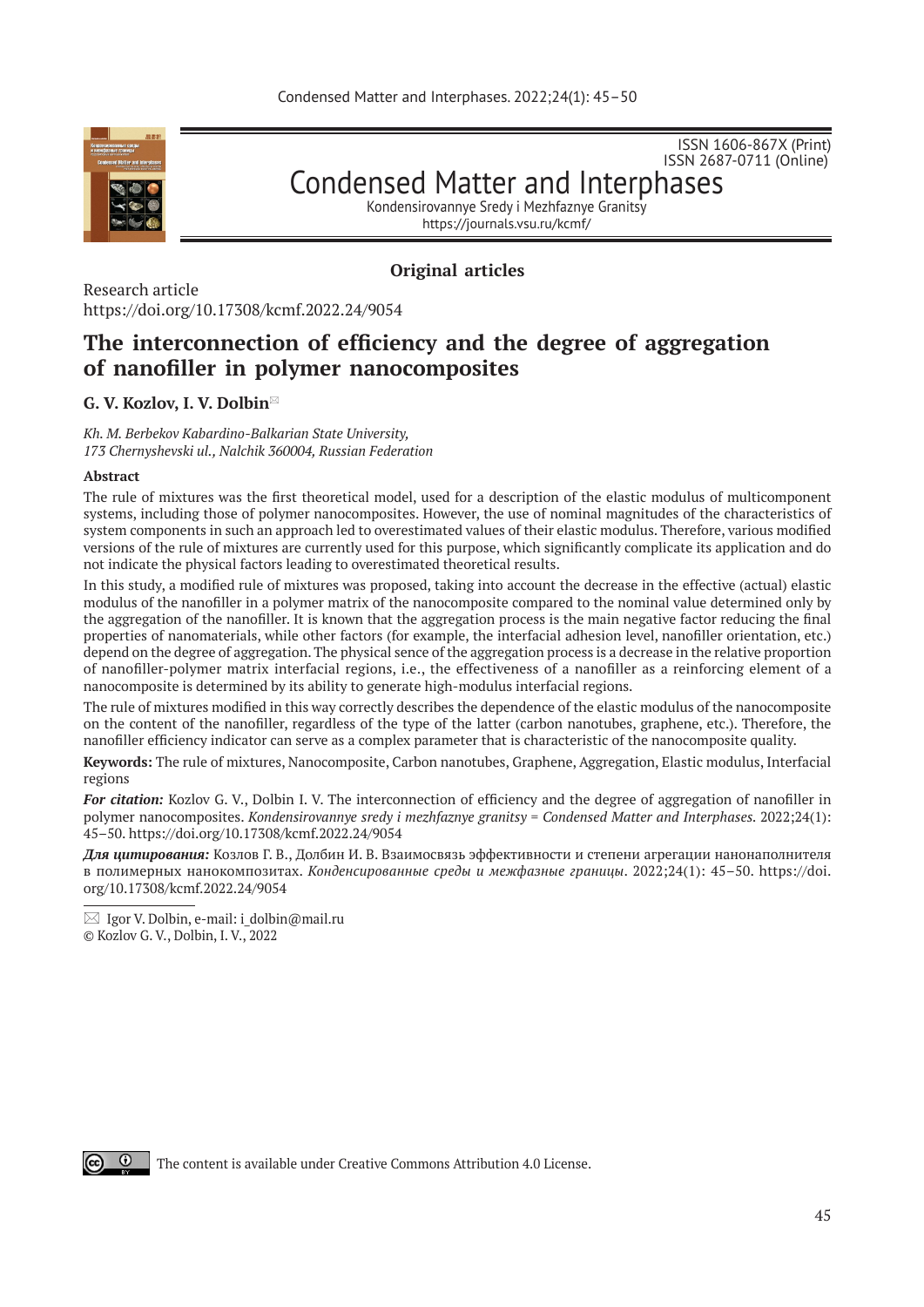ISSN 1606-867X (Print)
ISSN 2687-0711 (Online)

# Condensed Matter and Interphases

Kondensirovannye Sredy i Mezhfaznye Granitsy
https://journals.vsu.ru/kcmf/

**Original articles**

Research article
https://doi.org/10.17308/kcmf.2022.24/9054

## The interconnection of efficiency and the degree of aggregation of nanofiller in polymer nanocomposites

**G. V. Kozlov, I. V. Dolbin**✉

*Kh. M. Berbekov Kabardino-Balkarian State University,*
*173 Chernyshevski ul., Nalchik 360004, Russian Federation*

**Abstract**

The rule of mixtures was the first theoretical model, used for a description of the elastic modulus of multicomponent systems, including those of polymer nanocomposites. However, the use of nominal magnitudes of the characteristics of system components in such an approach led to overestimated values of their elastic modulus. Therefore, various modified versions of the rule of mixtures are currently used for this purpose, which significantly complicate its application and do not indicate the physical factors leading to overestimated theoretical results.

In this study, a modified rule of mixtures was proposed, taking into account the decrease in the effective (actual) elastic modulus of the nanofiller in a polymer matrix of the nanocomposite compared to the nominal value determined only by the aggregation of the nanofiller. It is known that the aggregation process is the main negative factor reducing the final properties of nanomaterials, while other factors (for example, the interfacial adhesion level, nanofiller orientation, etc.) depend on the degree of aggregation. The physical sence of the aggregation process is a decrease in the relative proportion of nanofiller-polymer matrix interfacial regions, i.e., the effectiveness of a nanofiller as a reinforcing element of a nanocomposite is determined by its ability to generate high-modulus interfacial regions.

The rule of mixtures modified in this way correctly describes the dependence of the elastic modulus of the nanocomposite on the content of the nanofiller, regardless of the type of the latter (carbon nanotubes, graphene, etc.). Therefore, the nanofiller efficiency indicator can serve as a complex parameter that is characteristic of the nanocomposite quality.

**Keywords:** The rule of mixtures, Nanocomposite, Carbon nanotubes, Graphene, Aggregation, Elastic modulus, Interfacial regions

***For citation:*** Kozlov G. V., Dolbin I. V. The interconnection of efficiency and the degree of aggregation of nanofiller in polymer nanocomposites. *Kondensirovannye sredy i mezhfaznye granitsy = Condensed Matter and Interphases.* 2022;24(1): 45–50. https://doi.org/10.17308/kcmf.2022.24/9054

***Для цитирования:*** Козлов Г. В., Долбин И. В. Взаимосвязь эффективности и степени агрегации нанонаполнителя в полимерных нанокомпозитах. *Конденсированные среды и межфазные границы*. 2022;24(1): 45–50. https://doi.org/10.17308/kcmf.2022.24/9054

✉ Igor V. Dolbin, e-mail: i_dolbin@mail.ru
© Kozlov G. V., Dolbin, I. V., 2022

The content is available under Creative Commons Attribution 4.0 License.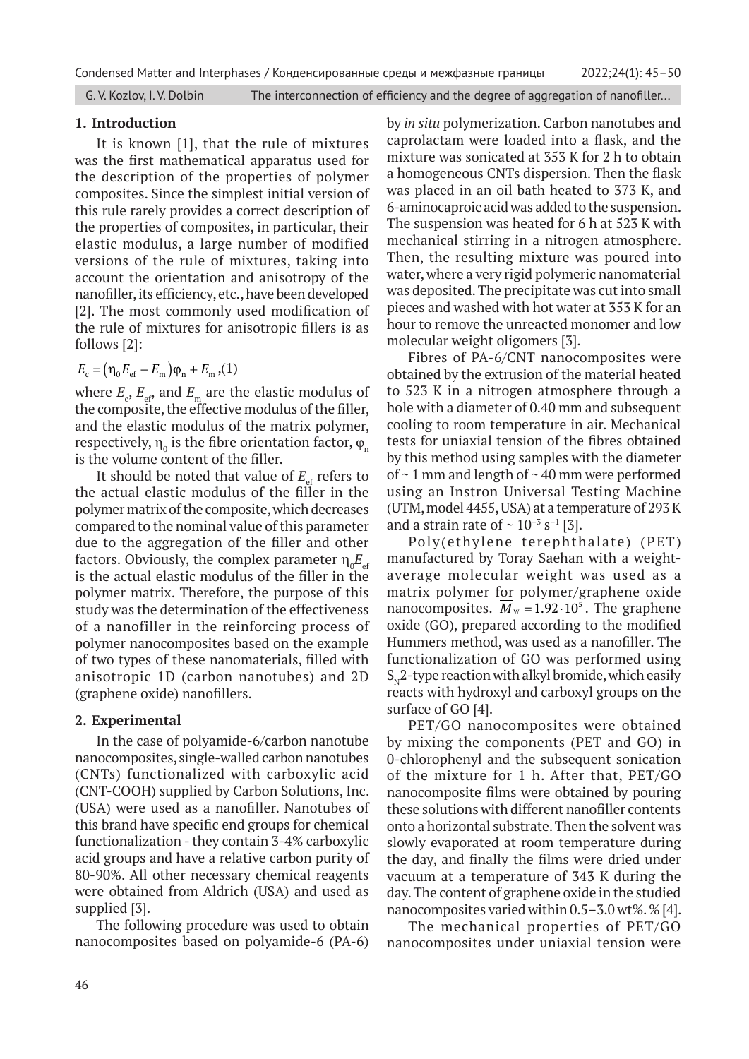## 1. Introduction

It is known [1], that the rule of mixtures was the first mathematical apparatus used for the description of the properties of polymer composites. Since the simplest initial version of this rule rarely provides a correct description of the properties of composites, in particular, their elastic modulus, a large number of modified versions of the rule of mixtures, taking into account the orientation and anisotropy of the nanofiller, its efficiency, etc., have been developed [2]. The most commonly used modification of the rule of mixtures for anisotropic fillers is as follows [2]:

$$E_c = \left(\eta_0 E_{ef} - E_m\right)\varphi_n + E_m, \quad (1)$$

where $E_c$, $E_{ef}$, and $E_m$ are the elastic modulus of the composite, the effective modulus of the filler, and the elastic modulus of the matrix polymer, respectively, $\eta_0$ is the fibre orientation factor, $\varphi_n$ is the volume content of the filler.

It should be noted that value of $E_{ef}$ refers to the actual elastic modulus of the filler in the polymer matrix of the composite, which decreases compared to the nominal value of this parameter due to the aggregation of the filler and other factors. Obviously, the complex parameter $\eta_0 E_{ef}$ is the actual elastic modulus of the filler in the polymer matrix. Therefore, the purpose of this study was the determination of the effectiveness of a nanofiller in the reinforcing process of polymer nanocomposites based on the example of two types of these nanomaterials, filled with anisotropic 1D (carbon nanotubes) and 2D (graphene oxide) nanofillers.

## 2. Experimental

In the case of polyamide-6/carbon nanotube nanocomposites, single-walled carbon nanotubes (CNTs) functionalized with carboxylic acid (CNT-COOH) supplied by Carbon Solutions, Inc. (USA) were used as a nanofiller. Nanotubes of this brand have specific end groups for chemical functionalization - they contain 3-4% carboxylic acid groups and have a relative carbon purity of 80-90%. All other necessary chemical reagents were obtained from Aldrich (USA) and used as supplied [3].

The following procedure was used to obtain nanocomposites based on polyamide-6 (PA-6) by *in situ* polymerization. Carbon nanotubes and caprolactam were loaded into a flask, and the mixture was sonicated at 353 K for 2 h to obtain a homogeneous CNTs dispersion. Then the flask was placed in an oil bath heated to 373 K, and 6-aminocaproic acid was added to the suspension. The suspension was heated for 6 h at 523 K with mechanical stirring in a nitrogen atmosphere. Then, the resulting mixture was poured into water, where a very rigid polymeric nanomaterial was deposited. The precipitate was cut into small pieces and washed with hot water at 353 K for an hour to remove the unreacted monomer and low molecular weight oligomers [3].

Fibres of PA-6/CNT nanocomposites were obtained by the extrusion of the material heated to 523 K in a nitrogen atmosphere through a hole with a diameter of 0.40 mm and subsequent cooling to room temperature in air. Mechanical tests for uniaxial tension of the fibres obtained by this method using samples with the diameter of ~ 1 mm and length of ~ 40 mm were performed using an Instron Universal Testing Machine (UTM, model 4455, USA) at a temperature of 293 K and a strain rate of ~ $10^{-3}$ $s^{-1}$ [3].

Poly(ethylene terephthalate) (PET) manufactured by Toray Saehan with a weight-average molecular weight was used as a matrix polymer for polymer/graphene oxide nanocomposites. $\overline{M}_w = 1.92 \cdot 10^5$. The graphene oxide (GO), prepared according to the modified Hummers method, was used as a nanofiller. The functionalization of GO was performed using $S_N2$-type reaction with alkyl bromide, which easily reacts with hydroxyl and carboxyl groups on the surface of GO [4].

PET/GO nanocomposites were obtained by mixing the components (PET and GO) in 0-chlorophenyl and the subsequent sonication of the mixture for 1 h. After that, PET/GO nanocomposite films were obtained by pouring these solutions with different nanofiller contents onto a horizontal substrate. Then the solvent was slowly evaporated at room temperature during the day, and finally the films were dried under vacuum at a temperature of 343 K during the day. The content of graphene oxide in the studied nanocomposites varied within 0.5–3.0 wt%. % [4].

The mechanical properties of PET/GO nanocomposites under uniaxial tension were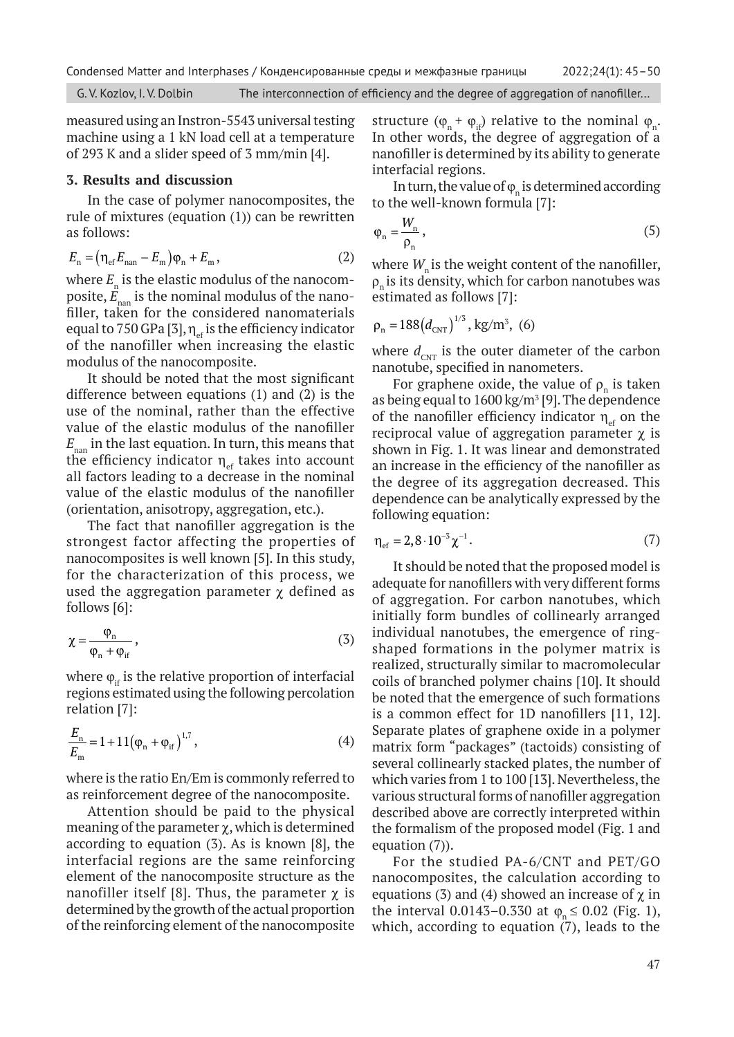measured using an Instron-5543 universal testing machine using a 1 kN load cell at a temperature of 293 K and a slider speed of 3 mm/min [4].

### 3. Results and discussion

In the case of polymer nanocomposites, the rule of mixtures (equation (1)) can be rewritten as follows:

$$E_n = \left(\eta_{ef} E_{nan} - E_m\right)\varphi_n + E_m, \quad (2)$$

where $E_n$ is the elastic modulus of the nanocomposite, $E_{nan}$ is the nominal modulus of the nanofiller, taken for the considered nanomaterials equal to 750 GPa [3], $\eta_{ef}$ is the efficiency indicator of the nanofiller when increasing the elastic modulus of the nanocomposite.

It should be noted that the most significant difference between equations (1) and (2) is the use of the nominal, rather than the effective value of the elastic modulus of the nanofiller $E_{nan}$ in the last equation. In turn, this means that the efficiency indicator $\eta_{ef}$ takes into account all factors leading to a decrease in the nominal value of the elastic modulus of the nanofiller (orientation, anisotropy, aggregation, etc.).

The fact that nanofiller aggregation is the strongest factor affecting the properties of nanocomposites is well known [5]. In this study, for the characterization of this process, we used the aggregation parameter $\chi$ defined as follows [6]:

$$\chi = \frac{\varphi_n}{\varphi_n + \varphi_{if}}, \quad (3)$$

where $\varphi_{if}$ is the relative proportion of interfacial regions estimated using the following percolation relation [7]:

$$\frac{E_n}{E_m} = 1 + 11\left(\varphi_n + \varphi_{if}\right)^{1,7}, \quad (4)$$

where is the ratio En/Em is commonly referred to as reinforcement degree of the nanocomposite.

Attention should be paid to the physical meaning of the parameter $\chi$, which is determined according to equation (3). As is known [8], the interfacial regions are the same reinforcing element of the nanocomposite structure as the nanofiller itself [8]. Thus, the parameter $\chi$ is determined by the growth of the actual proportion of the reinforcing element of the nanocomposite structure ($\varphi_n + \varphi_{if}$) relative to the nominal $\varphi_n$. In other words, the degree of aggregation of a nanofiller is determined by its ability to generate interfacial regions.

In turn, the value of $\varphi_n$ is determined according to the well-known formula [7]:

$$\varphi_n = \frac{W_n}{\rho_n}, \quad (5)$$

where $W_n$ is the weight content of the nanofiller, $\rho_n$ is its density, which for carbon nanotubes was estimated as follows [7]:

$$\rho_n = 188\left(d_{CNT}\right)^{1/3}, \text{ kg/m}^3, \quad (6)$$

where $d_{CNT}$ is the outer diameter of the carbon nanotube, specified in nanometers.

For graphene oxide, the value of $\rho_n$ is taken as being equal to 1600 kg/m$^3$ [9]. The dependence of the nanofiller efficiency indicator $\eta_{ef}$ on the reciprocal value of aggregation parameter $\chi$ is shown in Fig. 1. It was linear and demonstrated an increase in the efficiency of the nanofiller as the degree of its aggregation decreased. This dependence can be analytically expressed by the following equation:

$$\eta_{ef} = 2,8 \cdot 10^{-3} \chi^{-1}. \quad (7)$$

It should be noted that the proposed model is adequate for nanofillers with very different forms of aggregation. For carbon nanotubes, which initially form bundles of collinearly arranged individual nanotubes, the emergence of ring-shaped formations in the polymer matrix is realized, structurally similar to macromolecular coils of branched polymer chains [10]. It should be noted that the emergence of such formations is a common effect for 1D nanofillers [11, 12]. Separate plates of graphene oxide in a polymer matrix form "packages" (tactoids) consisting of several collinearly stacked plates, the number of which varies from 1 to 100 [13]. Nevertheless, the various structural forms of nanofiller aggregation described above are correctly interpreted within the formalism of the proposed model (Fig. 1 and equation (7)).

For the studied PA-6/CNT and PET/GO nanocomposites, the calculation according to equations (3) and (4) showed an increase of $\chi$ in the interval 0.0143–0.330 at $\varphi_n \leq 0.02$ (Fig. 1), which, according to equation (7), leads to the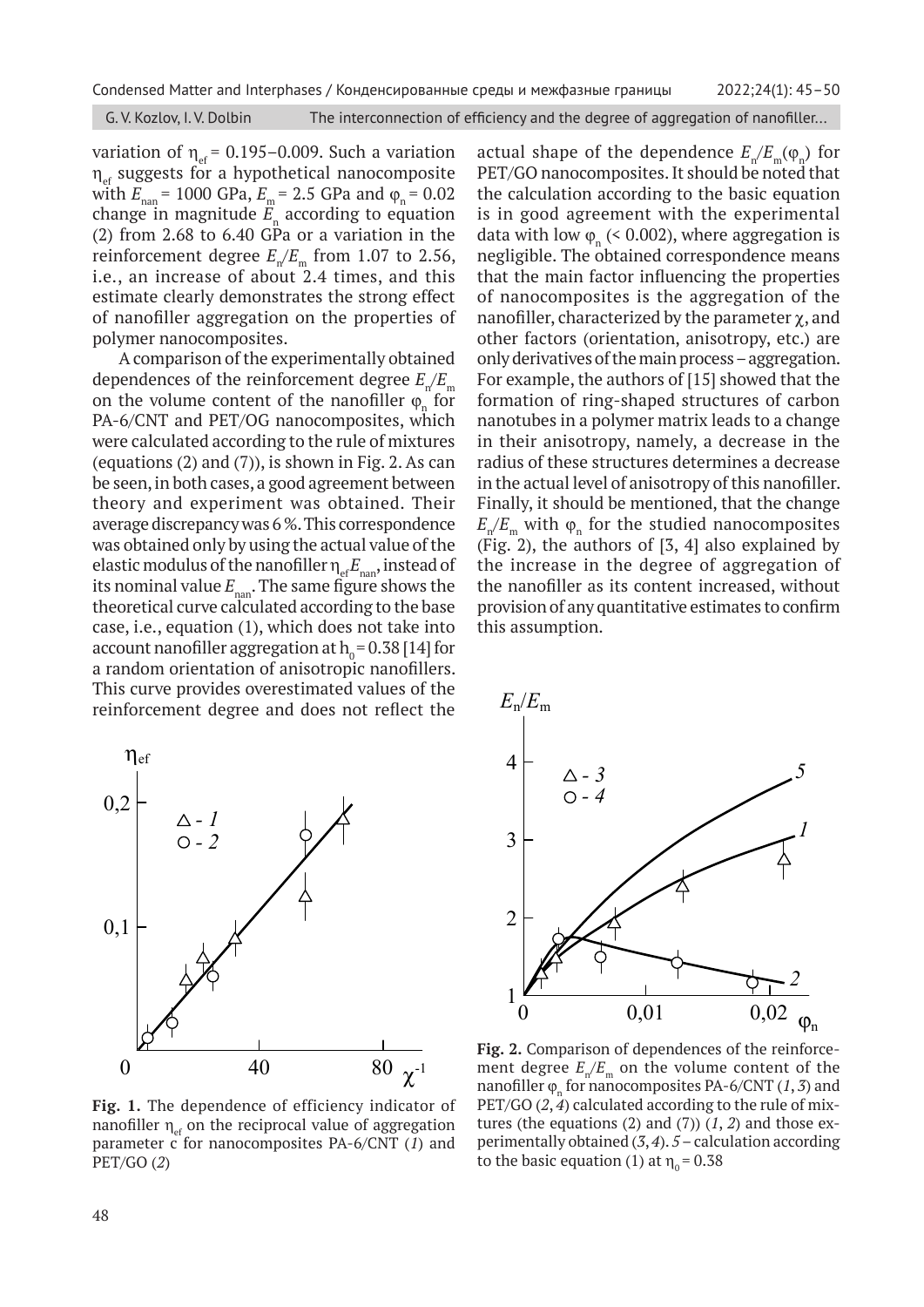variation of $\eta_{ef}$ = 0.195–0.009. Such a variation $\eta_{ef}$ suggests for a hypothetical nanocomposite with $E_{nan}$ = 1000 GPa, $E_m$ = 2.5 GPa and $\varphi_n$ = 0.02 change in magnitude $E_n$ according to equation (2) from 2.68 to 6.40 GPa or a variation in the reinforcement degree $E_n/E_m$ from 1.07 to 2.56, i.e., an increase of about 2.4 times, and this estimate clearly demonstrates the strong effect of nanofiller aggregation on the properties of polymer nanocomposites.

A comparison of the experimentally obtained dependences of the reinforcement degree $E_n/E_m$ on the volume content of the nanofiller $\varphi_n$ for PA-6/CNT and PET/OG nanocomposites, which were calculated according to the rule of mixtures (equations (2) and (7)), is shown in Fig. 2. As can be seen, in both cases, a good agreement between theory and experiment was obtained. Their average discrepancy was 6 %. This correspondence was obtained only by using the actual value of the elastic modulus of the nanofiller $\eta_{ef}E_{nan}$, instead of its nominal value $E_{nan}$. The same figure shows the theoretical curve calculated according to the base case, i.e., equation (1), which does not take into account nanofiller aggregation at $h_0$ = 0.38 [14] for a random orientation of anisotropic nanofillers. This curve provides overestimated values of the reinforcement degree and does not reflect the actual shape of the dependence $E_n/E_m(\varphi_n)$ for PET/GO nanocomposites. It should be noted that the calculation according to the basic equation is in good agreement with the experimental data with low $\varphi_n$ (< 0.002), where aggregation is negligible. The obtained correspondence means that the main factor influencing the properties of nanocomposites is the aggregation of the nanofiller, characterized by the parameter $\chi$, and other factors (orientation, anisotropy, etc.) are only derivatives of the main process – aggregation. For example, the authors of [15] showed that the formation of ring-shaped structures of carbon nanotubes in a polymer matrix leads to a change in their anisotropy, namely, a decrease in the radius of these structures determines a decrease in the actual level of anisotropy of this nanofiller. Finally, it should be mentioned, that the change $E_n/E_m$ with $\varphi_n$ for the studied nanocomposites (Fig. 2), the authors of [3, 4] also explained by the increase in the degree of aggregation of the nanofiller as its content increased, without provision of any quantitative estimates to confirm this assumption.

**Fig. 1.** The dependence of efficiency indicator of nanofiller $\eta_{ef}$ on the reciprocal value of aggregation parameter c for nanocomposites PA-6/CNT (*1*) and PET/GO (*2*)

**Fig. 2.** Comparison of dependences of the reinforcement degree $E_n/E_m$ on the volume content of the nanofiller $\varphi_n$ for nanocomposites PA-6/CNT (*1*, *3*) and PET/GO (*2*, *4*) calculated according to the rule of mixtures (the equations (2) and (7)) (*1*, *2*) and those experimentally obtained (*3*, *4*). *5* – calculation according to the basic equation (1) at $\eta_0$ = 0.38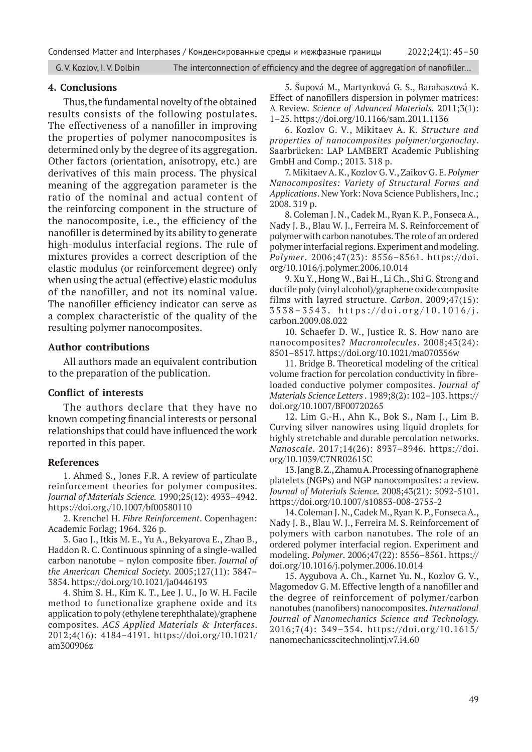## 4. Conclusions

Thus, the fundamental novelty of the obtained results consists of the following postulates. The effectiveness of a nanofiller in improving the properties of polymer nanocomposites is determined only by the degree of its aggregation. Other factors (orientation, anisotropy, etc.) are derivatives of this main process. The physical meaning of the aggregation parameter is the ratio of the nominal and actual content of the reinforcing component in the structure of the nanocomposite, i.e., the efficiency of the nanofiller is determined by its ability to generate high-modulus interfacial regions. The rule of mixtures provides a correct description of the elastic modulus (or reinforcement degree) only when using the actual (effective) elastic modulus of the nanofiller, and not its nominal value. The nanofiller efficiency indicator can serve as a complex characteristic of the quality of the resulting polymer nanocomposites.

### Author contributions

All authors made an equivalent contribution to the preparation of the publication.

### Conflict of interests

The authors declare that they have no known competing financial interests or personal relationships that could have influenced the work reported in this paper.

### References

1. Ahmed S., Jones F.R. A review of particulate reinforcement theories for polymer composites. *Journal of Materials Science*. 1990;25(12): 4933–4942. https://doi.org./10.1007/bf00580110

2. Krenchel H. *Fibre Reinforcement*. Copenhagen: Academic Forlag; 1964. 326 p.

3. Gao J., Itkis M. E., Yu A., Bekyarova E., Zhao B., Haddon R. C. Continuous spinning of a single-walled carbon nanotube – nylon composite fiber. *Journal of the American Chemical Society*. 2005;127(11): 3847–3854. https://doi.org/10.1021/ja0446193

4. Shim S. H., Kim K. T., Lee J. U., Jo W. H. Facile method to functionalize graphene oxide and its application to poly (ethylene terephthalate)/graphene composites. *ACS Applied Materials & Interfaces*. 2012;4(16): 4184–4191. https://doi.org/10.1021/am300906z

5. Šupová M., Martynková G. S., Barabaszová K. Effect of nanofillers dispersion in polymer matrices: A Review. *Science of Advanced Materials*. 2011;3(1): 1–25. https://doi.org/10.1166/sam.2011.1136

6. Kozlov G. V., Mikitaev A. K. *Structure and properties of nanocomposites polymer/organoclay*. Saarbrücken: LAP LAMBERT Academic Publishing GmbH and Comp.; 2013. 318 p.

7. Mikitaev A. K., Kozlov G. V., Zaikov G. E. *Polymer Nanocomposites: Variety of Structural Forms and Applications*. New York: Nova Science Publishers, Inc.; 2008. 319 p.

8. Coleman J. N., Cadek M., Ryan K. P., Fonseca A., Nady J. B., Blau W. J., Ferreira M. S. Reinforcement of polymer with carbon nanotubes. The role of an ordered polymer interfacial regions. Experiment and modeling. *Polymer*. 2006;47(23): 8556–8561. https://doi.org/10.1016/j.polymer.2006.10.014

9. Xu Y., Hong W., Bai H., Li Ch., Shi G. Strong and ductile poly (vinyl alcohol)/graphene oxide composite films with layred structure. *Carbon*. 2009;47(15): 3538–3543. https://doi.org/10.1016/j.carbon.2009.08.022

10. Schaefer D. W., Justice R. S. How nano are nanocomposites? *Macromolecules*. 2008;43(24): 8501–8517. https://doi.org/10.1021/ma070356w

11. Bridge B. Theoretical modeling of the critical volume fraction for percolation conductivity in fibre-loaded conductive polymer composites. *Journal of Materials Science Letters*. 1989;8(2): 102–103. https://doi.org/10.1007/BF00720265

12. Lim G.-H., Ahn K., Bok S., Nam J., Lim B. Curving silver nanowires using liquid droplets for highly stretchable and durable percolation networks. *Nanoscale*. 2017;14(26): 8937–8946. https://doi.org/10.1039/C7NR02615C

13. Jang B. Z., Zhamu A. Processing of nanographene platelets (NGPs) and NGP nanocomposites: a review. *Journal of Materials Science*. 2008;43(21): 5092-5101. https://doi.org/10.1007/s10853-008-2755-2

14. Coleman J. N., Cadek M., Ryan K. P., Fonseca A., Nady J. B., Blau W. J., Ferreira M. S. Reinforcement of polymers with carbon nanotubes. The role of an ordered polymer interfacial region. Experiment and modeling. *Polymer*. 2006;47(22): 8556–8561. https://doi.org/10.1016/j.polymer.2006.10.014

15. Aygubova A. Ch., Karnet Yu. N., Kozlov G. V., Magomedov G. M. Effective length of a nanofiller and the degree of reinforcement of polymer/carbon nanotubes (nanofibers) nanocomposites. *International Journal of Nanomechanics Science and Technology*. 2016;7(4): 349–354. https://doi.org/10.1615/nanomechanicsscitechnolintj.v7.i4.60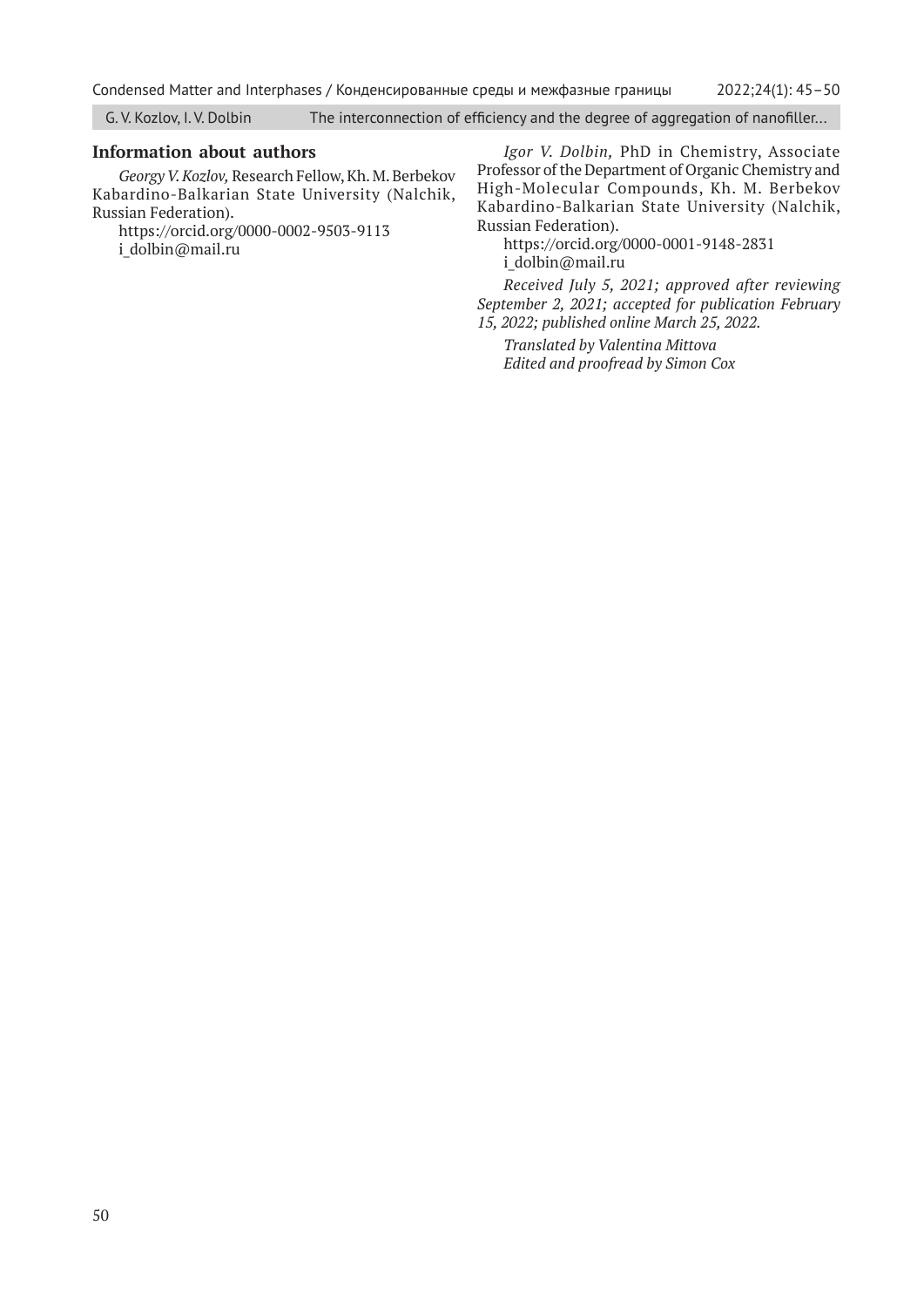## Information about authors

*Georgy V. Kozlov,* Research Fellow, Kh. M. Berbekov Kabardino-Balkarian State University (Nalchik, Russian Federation).

https://orcid.org/0000-0002-9503-9113

i_dolbin@mail.ru

*Igor V. Dolbin,* PhD in Chemistry, Associate Professor of the Department of Organic Chemistry and High-Molecular Compounds, Kh. M. Berbekov Kabardino-Balkarian State University (Nalchik, Russian Federation).

https://orcid.org/0000-0001-9148-2831

i_dolbin@mail.ru

*Received July 5, 2021; approved after reviewing September 2, 2021; accepted for publication February 15, 2022; published online March 25, 2022.*

*Translated by Valentina Mittova*

*Edited and proofread by Simon Cox*